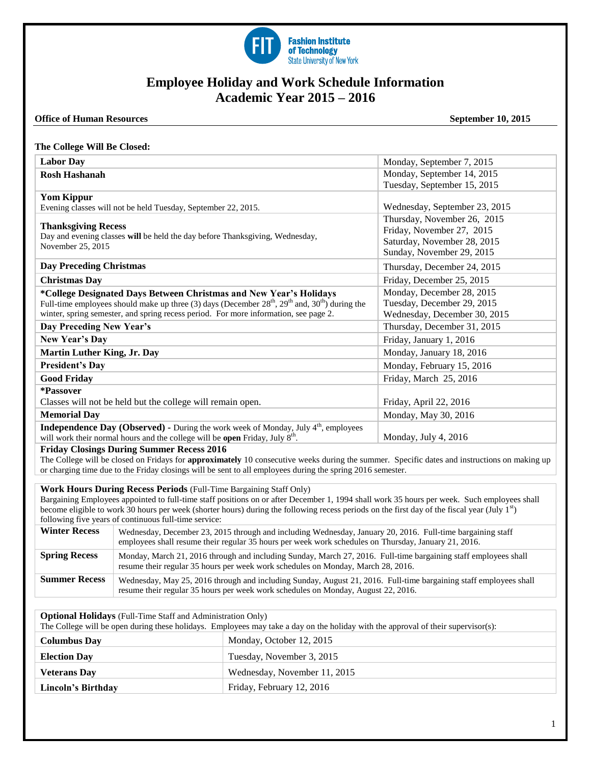Fashion Institute of Technology
State University of New York

# Employee Holiday and Work Schedule Information
# Academic Year 2015 – 2016

**Office of Human Resources** **September 10, 2015**

**The College Will Be Closed:**

| Holiday | Date |
|---|---|
| **Labor Day** | Monday, September 7, 2015 |
| **Rosh Hashanah** | Monday, September 14, 2015<br>Tuesday, September 15, 2015 |
| **Yom Kippur**<br>Evening classes will not be held Tuesday, September 22, 2015. | Wednesday, September 23, 2015 |
| **Thanksgiving Recess**<br>Day and evening classes **will** be held the day before Thanksgiving, Wednesday, November 25, 2015 | Thursday, November 26, 2015<br>Friday, November 27, 2015<br>Saturday, November 28, 2015<br>Sunday, November 29, 2015 |
| **Day Preceding Christmas** | Thursday, December 24, 2015 |
| **Christmas Day** | Friday, December 25, 2015 |
| **\*College Designated Days Between Christmas and New Year's Holidays**<br>Full-time employees should make up three (3) days (December 28th, 29th and, 30th) during the winter, spring semester, and spring recess period. For more information, see page 2. | Monday, December 28, 2015<br>Tuesday, December 29, 2015<br>Wednesday, December 30, 2015 |
| **Day Preceding New Year's** | Thursday, December 31, 2015 |
| **New Year's Day** | Friday, January 1, 2016 |
| **Martin Luther King, Jr. Day** | Monday, January 18, 2016 |
| **President's Day** | Monday, February 15, 2016 |
| **Good Friday** | Friday, March 25, 2016 |
| **\*Passover**<br>Classes will not be held but the college will remain open. | Friday, April 22, 2016 |
| **Memorial Day** | Monday, May 30, 2016 |
| **Independence Day (Observed)** - During the work week of Monday, July 4th, employees will work their normal hours and the college will be **open** Friday, July 8th. | Monday, July 4, 2016 |

**Friday Closings During Summer Recess 2016**
The College will be closed on Fridays for **approximately** 10 consecutive weeks during the summer. Specific dates and instructions on making up or charging time due to the Friday closings will be sent to all employees during the spring 2016 semester.

**Work Hours During Recess Periods** (Full-Time Bargaining Staff Only)
Bargaining Employees appointed to full-time staff positions on or after December 1, 1994 shall work 35 hours per week. Such employees shall become eligible to work 30 hours per week (shorter hours) during the following recess periods on the first day of the fiscal year (July 1st) following five years of continuous full-time service:

| Recess | Period |
|---|---|
| **Winter Recess** | Wednesday, December 23, 2015 through and including Wednesday, January 20, 2016. Full-time bargaining staff employees shall resume their regular 35 hours per week work schedules on Thursday, January 21, 2016. |
| **Spring Recess** | Monday, March 21, 2016 through and including Sunday, March 27, 2016. Full-time bargaining staff employees shall resume their regular 35 hours per week work schedules on Monday, March 28, 2016. |
| **Summer Recess** | Wednesday, May 25, 2016 through and including Sunday, August 21, 2016. Full-time bargaining staff employees shall resume their regular 35 hours per week work schedules on Monday, August 22, 2016. |

**Optional Holidays** (Full-Time Staff and Administration Only)
The College will be open during these holidays. Employees may take a day on the holiday with the approval of their supervisor(s):

| Holiday | Date |
|---|---|
| **Columbus Day** | Monday, October 12, 2015 |
| **Election Day** | Tuesday, November 3, 2015 |
| **Veterans Day** | Wednesday, November 11, 2015 |
| **Lincoln's Birthday** | Friday, February 12, 2016 |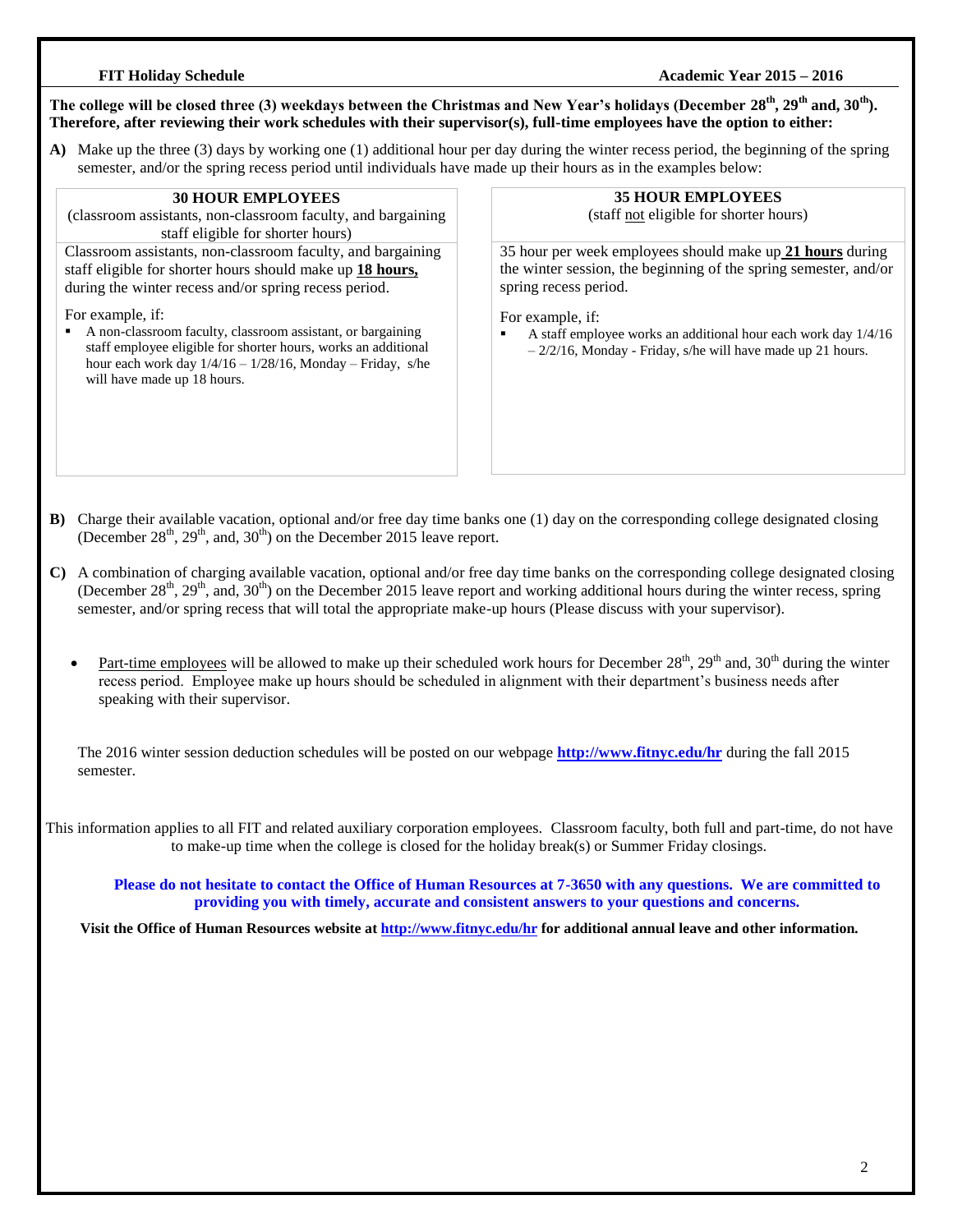**FIT Holiday Schedule** **Academic Year 2015 – 2016**

**The college will be closed three (3) weekdays between the Christmas and New Year's holidays (December 28th, 29th and, 30th). Therefore, after reviewing their work schedules with their supervisor(s), full-time employees have the option to either:**

**A)** Make up the three (3) days by working one (1) additional hour per day during the winter recess period, the beginning of the spring semester, and/or the spring recess period until individuals have made up their hours as in the examples below:

| **30 HOUR EMPLOYEES** (classroom assistants, non-classroom faculty, and bargaining staff eligible for shorter hours) | **35 HOUR EMPLOYEES** (staff not eligible for shorter hours) |
|---|---|
| Classroom assistants, non-classroom faculty, and bargaining staff eligible for shorter hours should make up **18 hours,** during the winter recess and/or spring recess period.<br><br>For example, if:<br>▪ A non-classroom faculty, classroom assistant, or bargaining staff employee eligible for shorter hours, works an additional hour each work day 1/4/16 – 1/28/16, Monday – Friday, s/he will have made up 18 hours. | 35 hour per week employees should make up **21 hours** during the winter session, the beginning of the spring semester, and/or spring recess period.<br><br>For example, if:<br>▪ A staff employee works an additional hour each work day 1/4/16 – 2/2/16, Monday - Friday, s/he will have made up 21 hours. |

**B)** Charge their available vacation, optional and/or free day time banks one (1) day on the corresponding college designated closing (December 28th, 29th, and, 30th) on the December 2015 leave report.

**C)** A combination of charging available vacation, optional and/or free day time banks on the corresponding college designated closing (December 28th, 29th, and, 30th) on the December 2015 leave report and working additional hours during the winter recess, spring semester, and/or spring recess that will total the appropriate make-up hours (Please discuss with your supervisor).

- Part-time employees will be allowed to make up their scheduled work hours for December 28th, 29th and, 30th during the winter recess period. Employee make up hours should be scheduled in alignment with their department's business needs after speaking with their supervisor.

The 2016 winter session deduction schedules will be posted on our webpage **http://www.fitnyc.edu/hr** during the fall 2015 semester.

This information applies to all FIT and related auxiliary corporation employees. Classroom faculty, both full and part-time, do not have to make-up time when the college is closed for the holiday break(s) or Summer Friday closings.

**Please do not hesitate to contact the Office of Human Resources at 7-3650 with any questions. We are committed to providing you with timely, accurate and consistent answers to your questions and concerns.**

**Visit the Office of Human Resources website at http://www.fitnyc.edu/hr for additional annual leave and other information.**